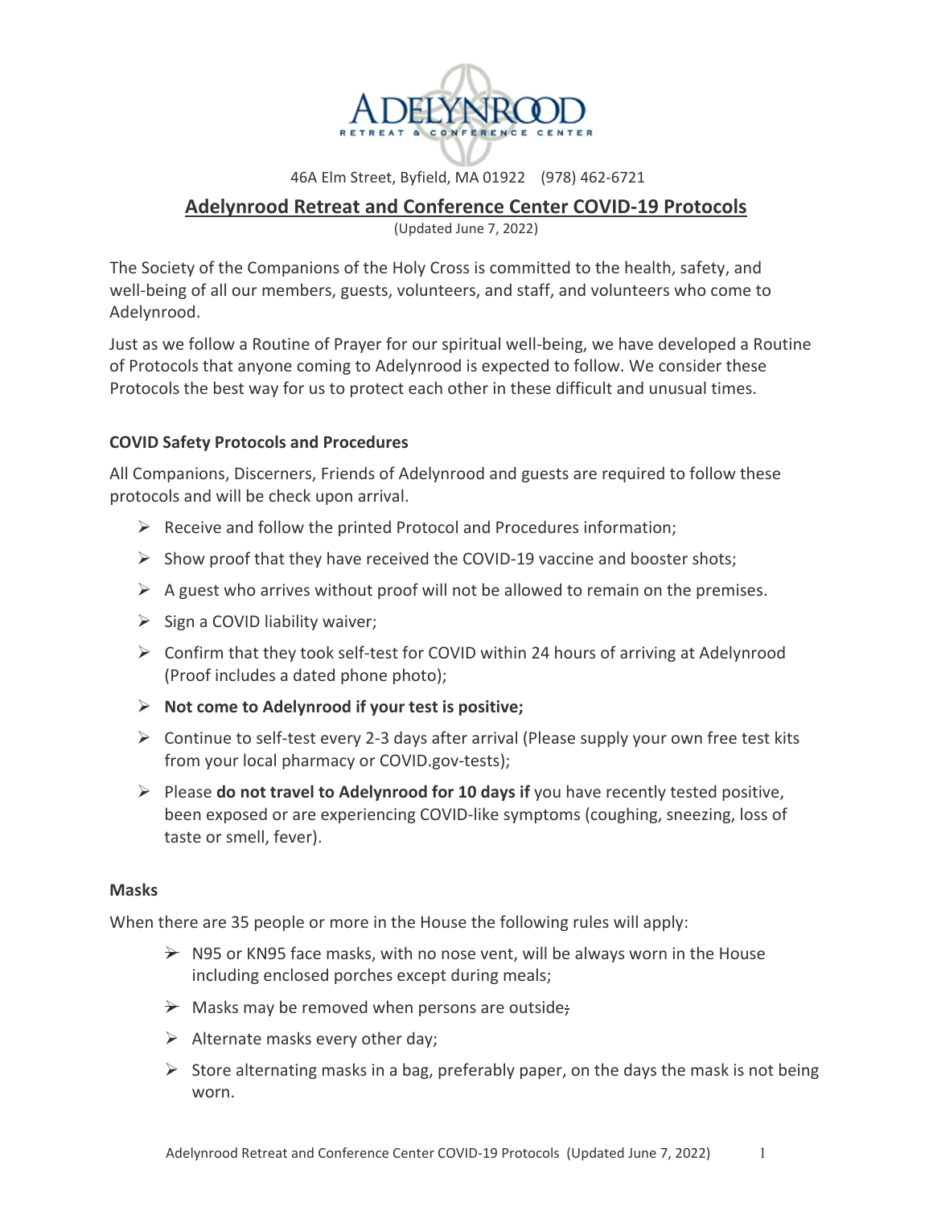# Adelynrood Retreat & Conference Center

46A Elm Street, Byfield, MA 01922 (978) 462-6721

## Adelynrood Retreat and Conference Center COVID-19 Protocols

(Updated June 7, 2022)

The Society of the Companions of the Holy Cross is committed to the health, safety, and well-being of all our members, guests, volunteers, and staff, and volunteers who come to Adelynrood.

Just as we follow a Routine of Prayer for our spiritual well-being, we have developed a Routine of Protocols that anyone coming to Adelynrood is expected to follow. We consider these Protocols the best way for us to protect each other in these difficult and unusual times.

### COVID Safety Protocols and Procedures

All Companions, Discerners, Friends of Adelynrood and guests are required to follow these protocols and will be check upon arrival.

- Receive and follow the printed Protocol and Procedures information;
- Show proof that they have received the COVID-19 vaccine and booster shots;
- A guest who arrives without proof will not be allowed to remain on the premises.
- Sign a COVID liability waiver;
- Confirm that they took self-test for COVID within 24 hours of arriving at Adelynrood (Proof includes a dated phone photo);
- **Not come to Adelynrood if your test is positive;**
- Continue to self-test every 2-3 days after arrival (Please supply your own free test kits from your local pharmacy or COVID.gov-tests);
- Please **do not travel to Adelynrood for 10 days if** you have recently tested positive, been exposed or are experiencing COVID-like symptoms (coughing, sneezing, loss of taste or smell, fever).

### Masks

When there are 35 people or more in the House the following rules will apply:

- N95 or KN95 face masks, with no nose vent, will be always worn in the House including enclosed porches except during meals;
- Masks may be removed when persons are outside;
- Alternate masks every other day;
- Store alternating masks in a bag, preferably paper, on the days the mask is not being worn.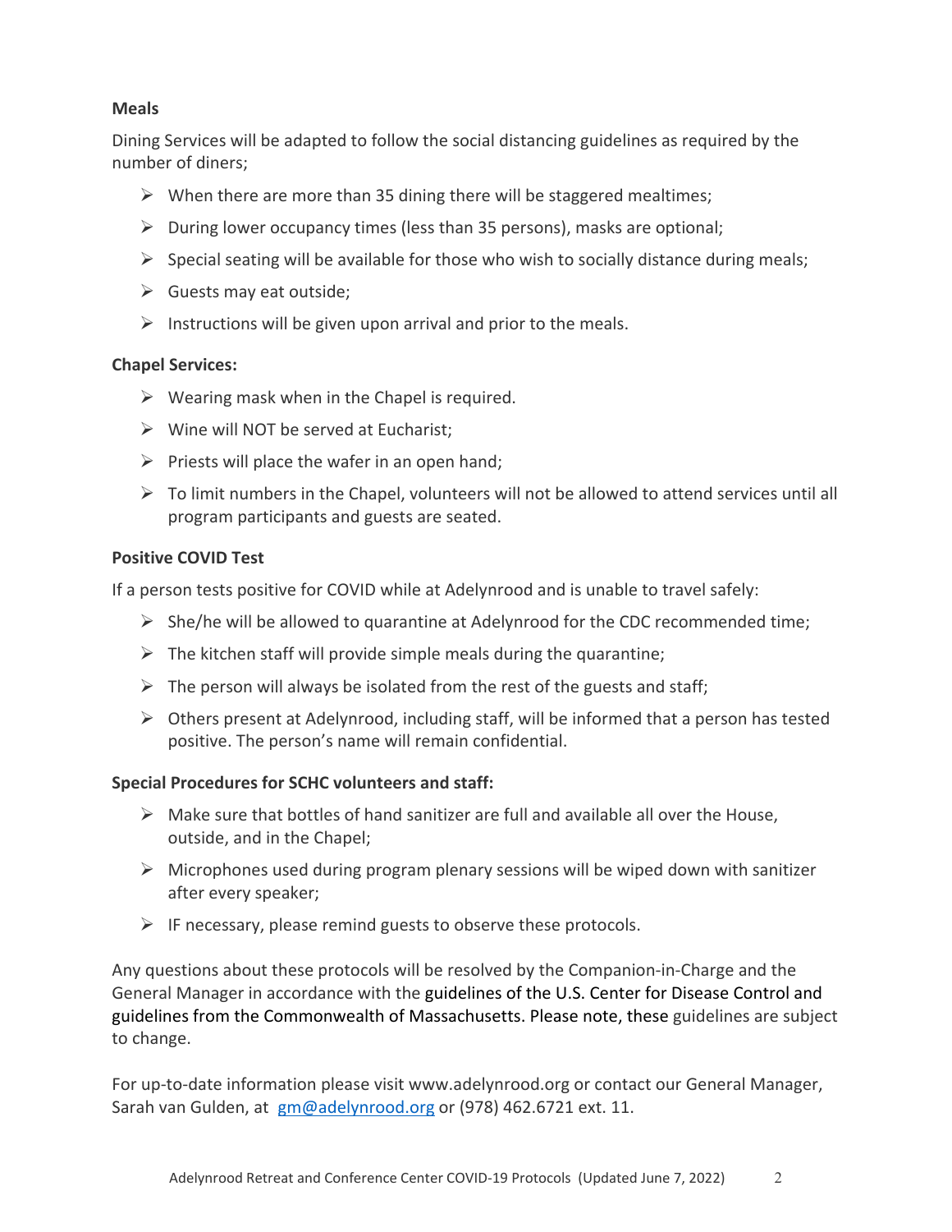**Meals**

Dining Services will be adapted to follow the social distancing guidelines as required by the number of diners;

- When there are more than 35 dining there will be staggered mealtimes;
- During lower occupancy times (less than 35 persons), masks are optional;
- Special seating will be available for those who wish to socially distance during meals;
- Guests may eat outside;
- Instructions will be given upon arrival and prior to the meals.

**Chapel Services:**

- Wearing mask when in the Chapel is required.
- Wine will NOT be served at Eucharist;
- Priests will place the wafer in an open hand;
- To limit numbers in the Chapel, volunteers will not be allowed to attend services until all program participants and guests are seated.

**Positive COVID Test**

If a person tests positive for COVID while at Adelynrood and is unable to travel safely:

- She/he will be allowed to quarantine at Adelynrood for the CDC recommended time;
- The kitchen staff will provide simple meals during the quarantine;
- The person will always be isolated from the rest of the guests and staff;
- Others present at Adelynrood, including staff, will be informed that a person has tested positive. The person's name will remain confidential.

**Special Procedures for SCHC volunteers and staff:**

- Make sure that bottles of hand sanitizer are full and available all over the House, outside, and in the Chapel;
- Microphones used during program plenary sessions will be wiped down with sanitizer after every speaker;
- IF necessary, please remind guests to observe these protocols.

Any questions about these protocols will be resolved by the Companion-in-Charge and the General Manager in accordance with the guidelines of the U.S. Center for Disease Control and guidelines from the Commonwealth of Massachusetts. Please note, these guidelines are subject to change.

For up-to-date information please visit www.adelynrood.org or contact our General Manager, Sarah van Gulden, at gm@adelynrood.org or (978) 462.6721 ext. 11.